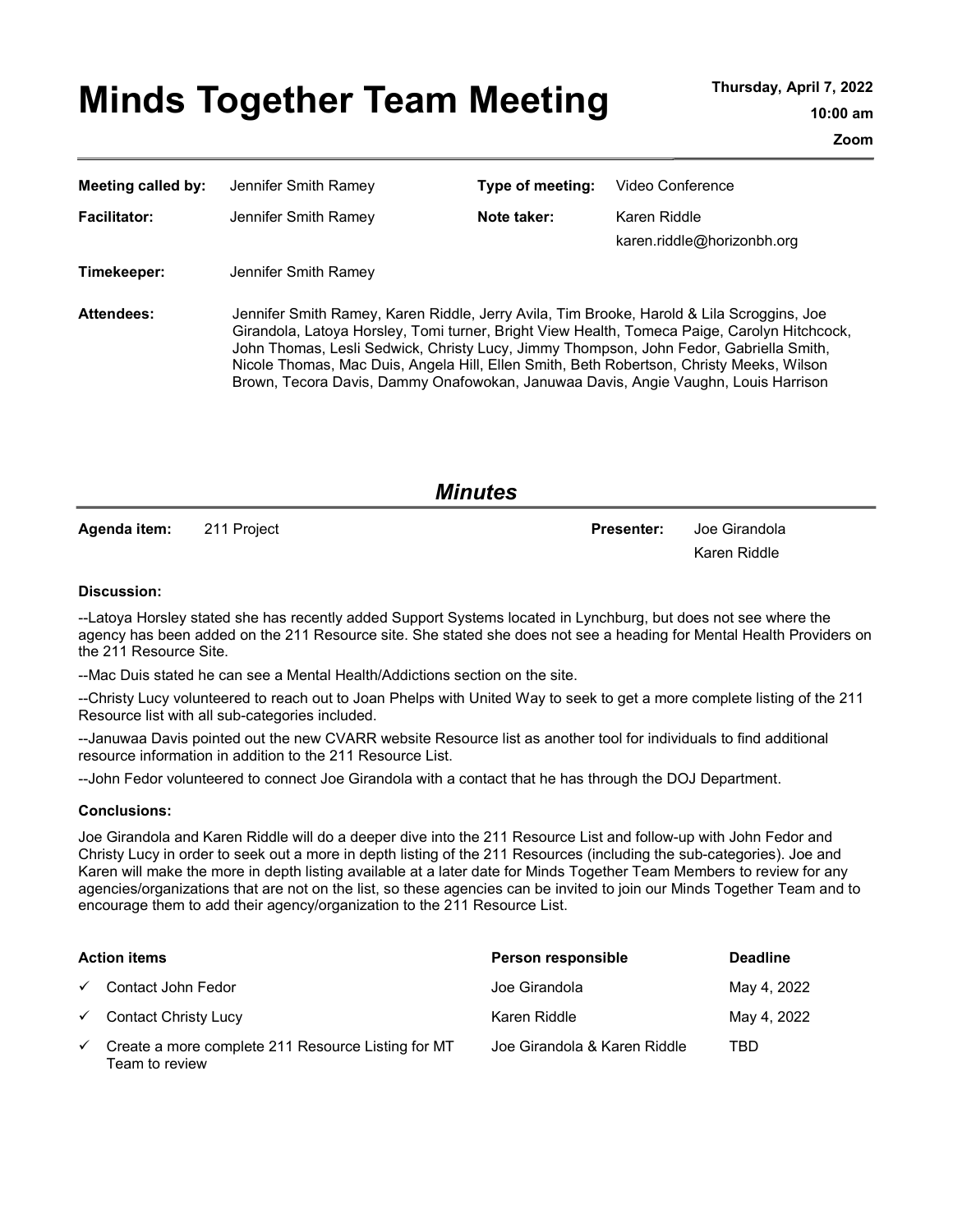# Minds Together Team Meeting

**Thursday, April 7, 2022**

**10:00 am**

**Zoom**

| | | | |
|---|---|---|---|
| **Meeting called by:** | Jennifer Smith Ramey | **Type of meeting:** | Video Conference |
| **Facilitator:** | Jennifer Smith Ramey | **Note taker:** | Karen Riddle karen.riddle@horizonbh.org |
| **Timekeeper:** | Jennifer Smith Ramey | | |

**Attendees:** Jennifer Smith Ramey, Karen Riddle, Jerry Avila, Tim Brooke, Harold & Lila Scroggins, Joe Girandola, Latoya Horsley, Tomi turner, Bright View Health, Tomeca Paige, Carolyn Hitchcock, John Thomas, Lesli Sedwick, Christy Lucy, Jimmy Thompson, John Fedor, Gabriella Smith, Nicole Thomas, Mac Duis, Angela Hill, Ellen Smith, Beth Robertson, Christy Meeks, Wilson Brown, Tecora Davis, Dammy Onafowokan, Januwaa Davis, Angie Vaughn, Louis Harrison

## *Minutes*

**Agenda item:** 211 Project **Presenter:** Joe Girandola, Karen Riddle

### Discussion:

--Latoya Horsley stated she has recently added Support Systems located in Lynchburg, but does not see where the agency has been added on the 211 Resource site. She stated she does not see a heading for Mental Health Providers on the 211 Resource Site.

--Mac Duis stated he can see a Mental Health/Addictions section on the site.

--Christy Lucy volunteered to reach out to Joan Phelps with United Way to seek to get a more complete listing of the 211 Resource list with all sub-categories included.

--Januwaa Davis pointed out the new CVARR website Resource list as another tool for individuals to find additional resource information in addition to the 211 Resource List.

--John Fedor volunteered to connect Joe Girandola with a contact that he has through the DOJ Department.

### Conclusions:

Joe Girandola and Karen Riddle will do a deeper dive into the 211 Resource List and follow-up with John Fedor and Christy Lucy in order to seek out a more in depth listing of the 211 Resources (including the sub-categories). Joe and Karen will make the more in depth listing available at a later date for Minds Together Team Members to review for any agencies/organizations that are not on the list, so these agencies can be invited to join our Minds Together Team and to encourage them to add their agency/organization to the 211 Resource List.

| Action items | Person responsible | Deadline |
|---|---|---|
| ✓ Contact John Fedor | Joe Girandola | May 4, 2022 |
| ✓ Contact Christy Lucy | Karen Riddle | May 4, 2022 |
| ✓ Create a more complete 211 Resource Listing for MT Team to review | Joe Girandola & Karen Riddle | TBD |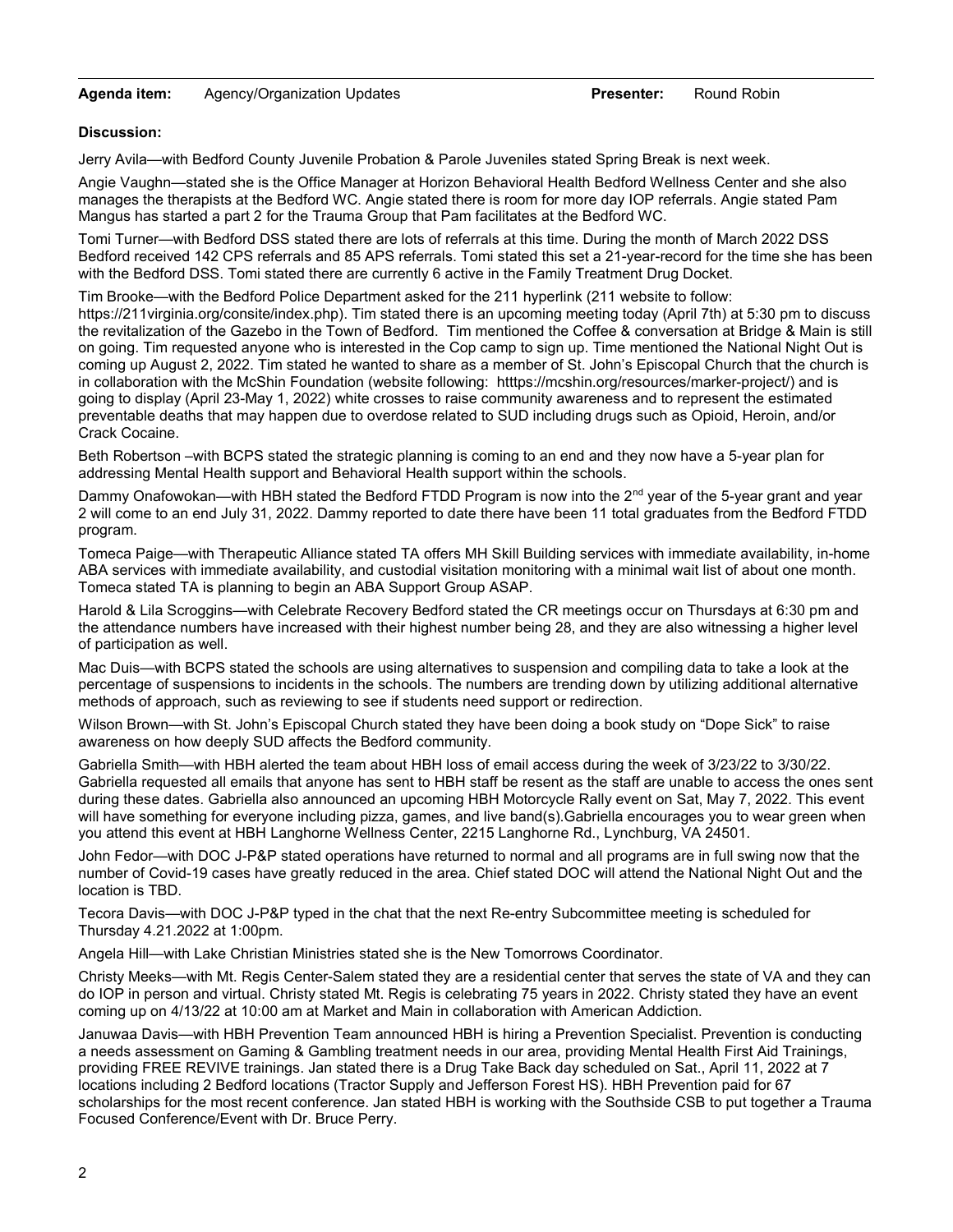**Agenda item:** Agency/Organization Updates **Presenter:** Round Robin

**Discussion:**

Jerry Avila—with Bedford County Juvenile Probation & Parole Juveniles stated Spring Break is next week.

Angie Vaughn—stated she is the Office Manager at Horizon Behavioral Health Bedford Wellness Center and she also manages the therapists at the Bedford WC. Angie stated there is room for more day IOP referrals. Angie stated Pam Mangus has started a part 2 for the Trauma Group that Pam facilitates at the Bedford WC.

Tomi Turner—with Bedford DSS stated there are lots of referrals at this time. During the month of March 2022 DSS Bedford received 142 CPS referrals and 85 APS referrals. Tomi stated this set a 21-year-record for the time she has been with the Bedford DSS. Tomi stated there are currently 6 active in the Family Treatment Drug Docket.

Tim Brooke—with the Bedford Police Department asked for the 211 hyperlink (211 website to follow: https://211virginia.org/consite/index.php). Tim stated there is an upcoming meeting today (April 7th) at 5:30 pm to discuss the revitalization of the Gazebo in the Town of Bedford. Tim mentioned the Coffee & conversation at Bridge & Main is still on going. Tim requested anyone who is interested in the Cop camp to sign up. Time mentioned the National Night Out is coming up August 2, 2022. Tim stated he wanted to share as a member of St. John's Episcopal Church that the church is in collaboration with the McShin Foundation (website following: htttps://mcshin.org/resources/marker-project/) and is going to display (April 23-May 1, 2022) white crosses to raise community awareness and to represent the estimated preventable deaths that may happen due to overdose related to SUD including drugs such as Opioid, Heroin, and/or Crack Cocaine.

Beth Robertson –with BCPS stated the strategic planning is coming to an end and they now have a 5-year plan for addressing Mental Health support and Behavioral Health support within the schools.

Dammy Onafowokan—with HBH stated the Bedford FTDD Program is now into the 2nd year of the 5-year grant and year 2 will come to an end July 31, 2022. Dammy reported to date there have been 11 total graduates from the Bedford FTDD program.

Tomeca Paige—with Therapeutic Alliance stated TA offers MH Skill Building services with immediate availability, in-home ABA services with immediate availability, and custodial visitation monitoring with a minimal wait list of about one month. Tomeca stated TA is planning to begin an ABA Support Group ASAP.

Harold & Lila Scroggins—with Celebrate Recovery Bedford stated the CR meetings occur on Thursdays at 6:30 pm and the attendance numbers have increased with their highest number being 28, and they are also witnessing a higher level of participation as well.

Mac Duis—with BCPS stated the schools are using alternatives to suspension and compiling data to take a look at the percentage of suspensions to incidents in the schools. The numbers are trending down by utilizing additional alternative methods of approach, such as reviewing to see if students need support or redirection.

Wilson Brown—with St. John's Episcopal Church stated they have been doing a book study on "Dope Sick" to raise awareness on how deeply SUD affects the Bedford community.

Gabriella Smith—with HBH alerted the team about HBH loss of email access during the week of 3/23/22 to 3/30/22. Gabriella requested all emails that anyone has sent to HBH staff be resent as the staff are unable to access the ones sent during these dates. Gabriella also announced an upcoming HBH Motorcycle Rally event on Sat, May 7, 2022. This event will have something for everyone including pizza, games, and live band(s).Gabriella encourages you to wear green when you attend this event at HBH Langhorne Wellness Center, 2215 Langhorne Rd., Lynchburg, VA 24501.

John Fedor—with DOC J-P&P stated operations have returned to normal and all programs are in full swing now that the number of Covid-19 cases have greatly reduced in the area. Chief stated DOC will attend the National Night Out and the location is TBD.

Tecora Davis—with DOC J-P&P typed in the chat that the next Re-entry Subcommittee meeting is scheduled for Thursday 4.21.2022 at 1:00pm.

Angela Hill—with Lake Christian Ministries stated she is the New Tomorrows Coordinator.

Christy Meeks—with Mt. Regis Center-Salem stated they are a residential center that serves the state of VA and they can do IOP in person and virtual. Christy stated Mt. Regis is celebrating 75 years in 2022. Christy stated they have an event coming up on 4/13/22 at 10:00 am at Market and Main in collaboration with American Addiction.

Januwaa Davis—with HBH Prevention Team announced HBH is hiring a Prevention Specialist. Prevention is conducting a needs assessment on Gaming & Gambling treatment needs in our area, providing Mental Health First Aid Trainings, providing FREE REVIVE trainings. Jan stated there is a Drug Take Back day scheduled on Sat., April 11, 2022 at 7 locations including 2 Bedford locations (Tractor Supply and Jefferson Forest HS). HBH Prevention paid for 67 scholarships for the most recent conference. Jan stated HBH is working with the Southside CSB to put together a Trauma Focused Conference/Event with Dr. Bruce Perry.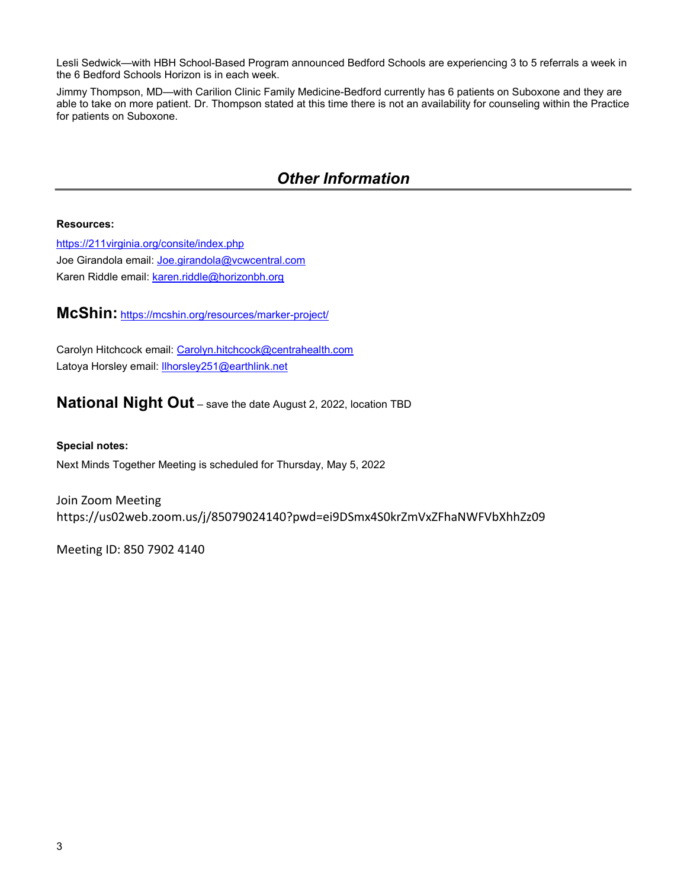Lesli Sedwick—with HBH School-Based Program announced Bedford Schools are experiencing 3 to 5 referrals a week in the 6 Bedford Schools Horizon is in each week.

Jimmy Thompson, MD—with Carilion Clinic Family Medicine-Bedford currently has 6 patients on Suboxone and they are able to take on more patient. Dr. Thompson stated at this time there is not an availability for counseling within the Practice for patients on Suboxone.

## *Other Information*

**Resources:**

https://211virginia.org/consite/index.php
Joe Girandola email: Joe.girandola@vcwcentral.com
Karen Riddle email: karen.riddle@horizonbh.org

**McShin:** https://mcshin.org/resources/marker-project/

Carolyn Hitchcock email: Carolyn.hitchcock@centrahealth.com
Latoya Horsley email: llhorsley251@earthlink.net

**National Night Out** – save the date August 2, 2022, location TBD

**Special notes:**

Next Minds Together Meeting is scheduled for Thursday, May 5, 2022

Join Zoom Meeting
https://us02web.zoom.us/j/85079024140?pwd=ei9DSmx4S0krZmVxZFhaNWFVbXhhZz09

Meeting ID: 850 7902 4140